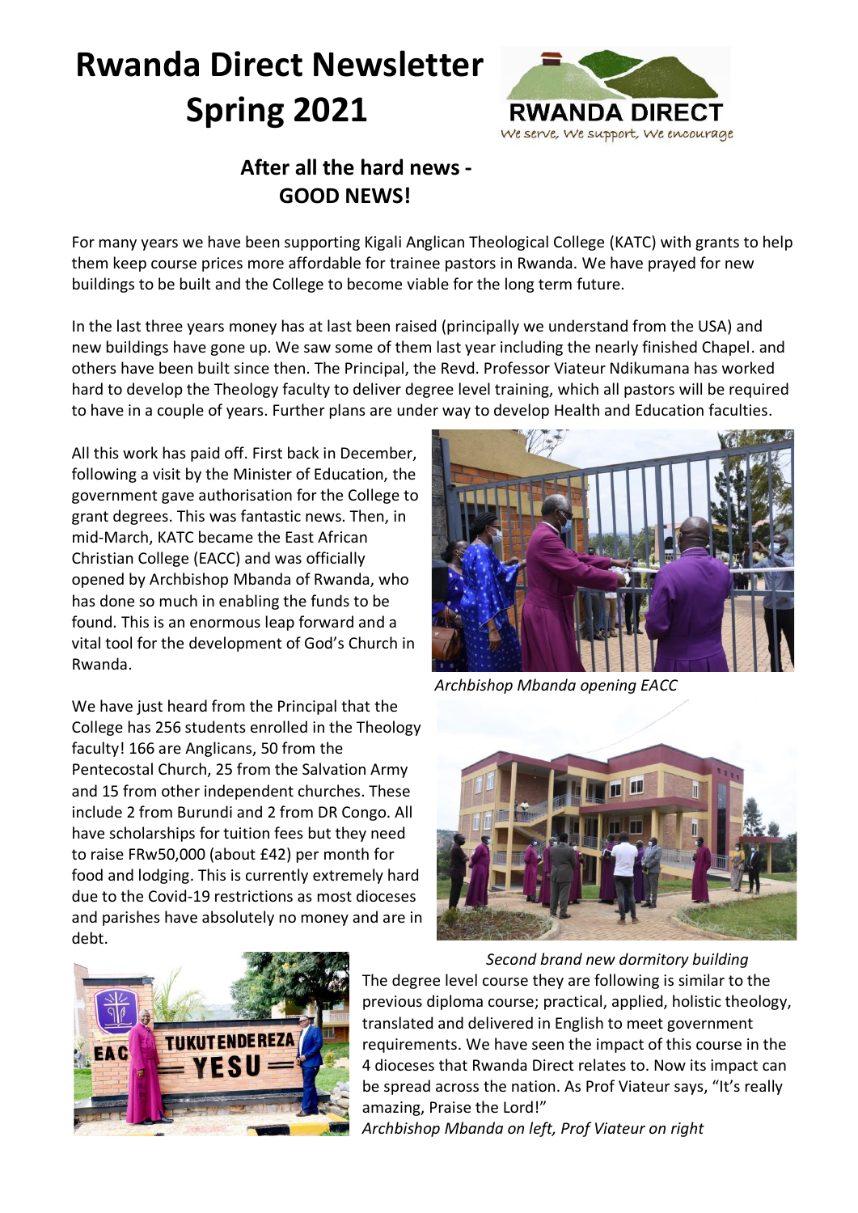# Rwanda Direct Newsletter Spring 2021

RWANDA DIRECT
*We serve, We support, We encourage*

## After all the hard news - GOOD NEWS!

For many years we have been supporting Kigali Anglican Theological College (KATC) with grants to help them keep course prices more affordable for trainee pastors in Rwanda. We have prayed for new buildings to be built and the College to become viable for the long term future.

In the last three years money has at last been raised (principally we understand from the USA) and new buildings have gone up. We saw some of them last year including the nearly finished Chapel. and others have been built since then. The Principal, the Revd. Professor Viateur Ndikumana has worked hard to develop the Theology faculty to deliver degree level training, which all pastors will be required to have in a couple of years. Further plans are under way to develop Health and Education faculties.

All this work has paid off. First back in December, following a visit by the Minister of Education, the government gave authorisation for the College to grant degrees. This was fantastic news. Then, in mid-March, KATC became the East African Christian College (EACC) and was officially opened by Archbishop Mbanda of Rwanda, who has done so much in enabling the funds to be found. This is an enormous leap forward and a vital tool for the development of God's Church in Rwanda.

*Archbishop Mbanda opening EACC*

We have just heard from the Principal that the College has 256 students enrolled in the Theology faculty! 166 are Anglicans, 50 from the Pentecostal Church, 25 from the Salvation Army and 15 from other independent churches. These include 2 from Burundi and 2 from DR Congo. All have scholarships for tuition fees but they need to raise FRw50,000 (about £42) per month for food and lodging. This is currently extremely hard due to the Covid-19 restrictions as most dioceses and parishes have absolutely no money and are in debt.

*Second brand new dormitory building*

The degree level course they are following is similar to the previous diploma course; practical, applied, holistic theology, translated and delivered in English to meet government requirements. We have seen the impact of this course in the 4 dioceses that Rwanda Direct relates to. Now its impact can be spread across the nation. As Prof Viateur says, "It's really amazing, Praise the Lord!"

*Archbishop Mbanda on left, Prof Viateur on right*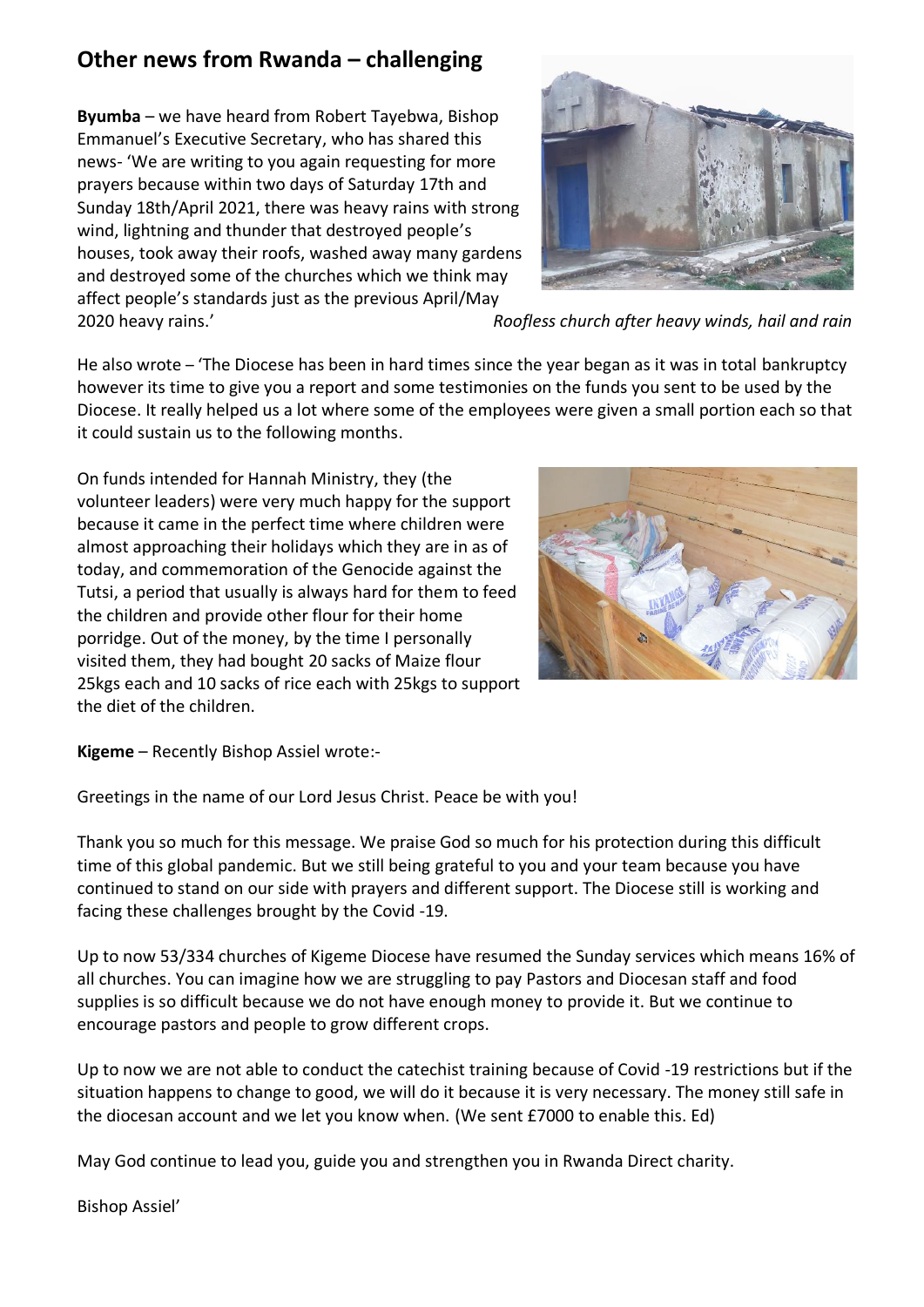## Other news from Rwanda – challenging

**Byumba** – we have heard from Robert Tayebwa, Bishop Emmanuel's Executive Secretary, who has shared this news- 'We are writing to you again requesting for more prayers because within two days of Saturday 17th and Sunday 18th/April 2021, there was heavy rains with strong wind, lightning and thunder that destroyed people's houses, took away their roofs, washed away many gardens and destroyed some of the churches which we think may affect people's standards just as the previous April/May 2020 heavy rains.'

*Roofless church after heavy winds, hail and rain*

He also wrote – 'The Diocese has been in hard times since the year began as it was in total bankruptcy however its time to give you a report and some testimonies on the funds you sent to be used by the Diocese. It really helped us a lot where some of the employees were given a small portion each so that it could sustain us to the following months.

On funds intended for Hannah Ministry, they (the volunteer leaders) were very much happy for the support because it came in the perfect time where children were almost approaching their holidays which they are in as of today, and commemoration of the Genocide against the Tutsi, a period that usually is always hard for them to feed the children and provide other flour for their home porridge. Out of the money, by the time I personally visited them, they had bought 20 sacks of Maize flour 25kgs each and 10 sacks of rice each with 25kgs to support the diet of the children.

**Kigeme** – Recently Bishop Assiel wrote:-

Greetings in the name of our Lord Jesus Christ. Peace be with you!

Thank you so much for this message. We praise God so much for his protection during this difficult time of this global pandemic. But we still being grateful to you and your team because you have continued to stand on our side with prayers and different support. The Diocese still is working and facing these challenges brought by the Covid -19.

Up to now 53/334 churches of Kigeme Diocese have resumed the Sunday services which means 16% of all churches. You can imagine how we are struggling to pay Pastors and Diocesan staff and food supplies is so difficult because we do not have enough money to provide it. But we continue to encourage pastors and people to grow different crops.

Up to now we are not able to conduct the catechist training because of Covid -19 restrictions but if the situation happens to change to good, we will do it because it is very necessary. The money still safe in the diocesan account and we let you know when. (We sent £7000 to enable this. Ed)

May God continue to lead you, guide you and strengthen you in Rwanda Direct charity.

Bishop Assiel'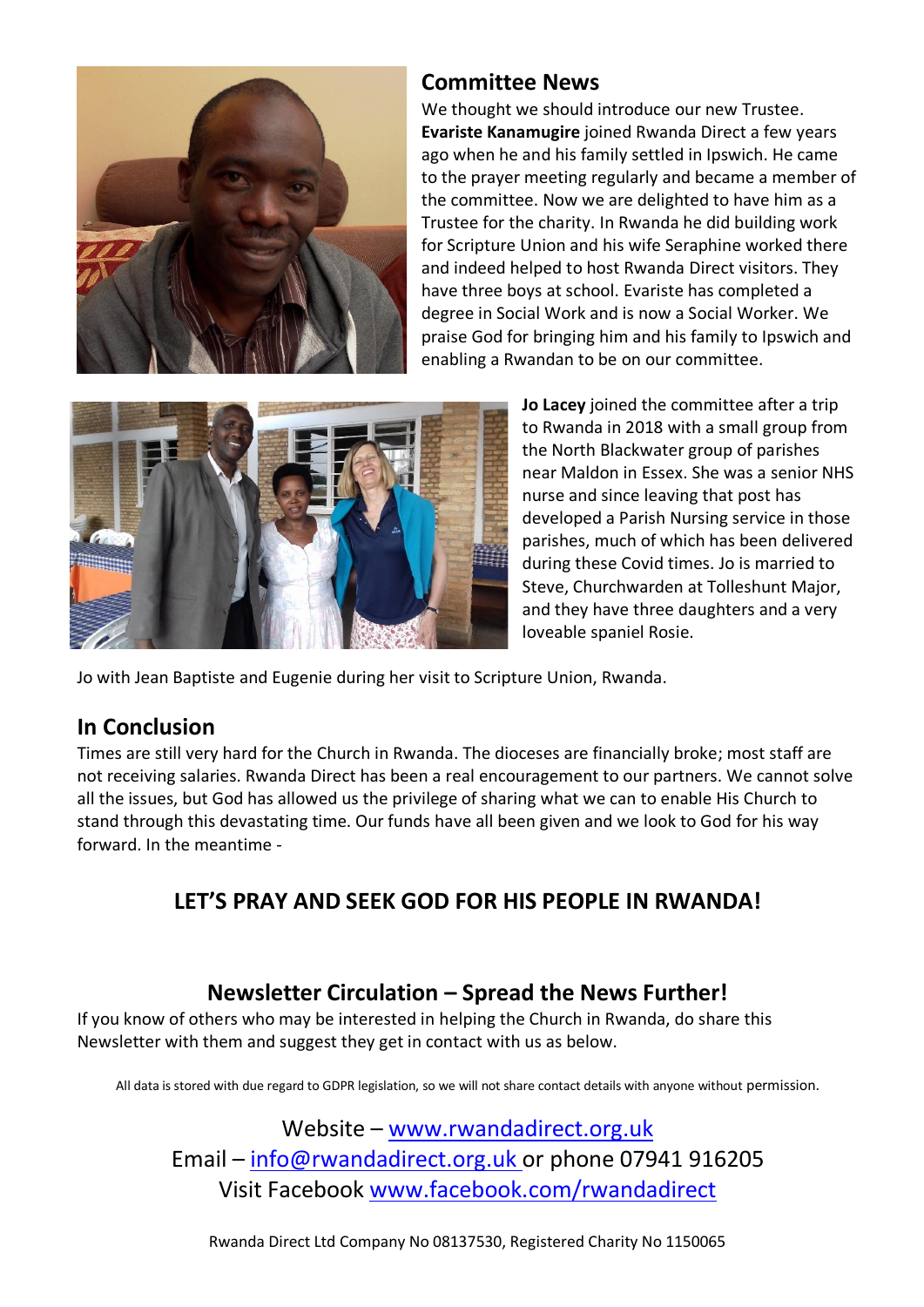## Committee News

We thought we should introduce our new Trustee. **Evariste Kanamugire** joined Rwanda Direct a few years ago when he and his family settled in Ipswich. He came to the prayer meeting regularly and became a member of the committee. Now we are delighted to have him as a Trustee for the charity. In Rwanda he did building work for Scripture Union and his wife Seraphine worked there and indeed helped to host Rwanda Direct visitors. They have three boys at school. Evariste has completed a degree in Social Work and is now a Social Worker. We praise God for bringing him and his family to Ipswich and enabling a Rwandan to be on our committee.

**Jo Lacey** joined the committee after a trip to Rwanda in 2018 with a small group from the North Blackwater group of parishes near Maldon in Essex. She was a senior NHS nurse and since leaving that post has developed a Parish Nursing service in those parishes, much of which has been delivered during these Covid times. Jo is married to Steve, Churchwarden at Tolleshunt Major, and they have three daughters and a very loveable spaniel Rosie.

Jo with Jean Baptiste and Eugenie during her visit to Scripture Union, Rwanda.

## In Conclusion

Times are still very hard for the Church in Rwanda. The dioceses are financially broke; most staff are not receiving salaries. Rwanda Direct has been a real encouragement to our partners. We cannot solve all the issues, but God has allowed us the privilege of sharing what we can to enable His Church to stand through this devastating time. Our funds have all been given and we look to God for his way forward. In the meantime -

**LET'S PRAY AND SEEK GOD FOR HIS PEOPLE IN RWANDA!**

## Newsletter Circulation – Spread the News Further!

If you know of others who may be interested in helping the Church in Rwanda, do share this Newsletter with them and suggest they get in contact with us as below.

All data is stored with due regard to GDPR legislation, so we will not share contact details with anyone without permission.

Website – www.rwandadirect.org.uk
Email – info@rwandadirect.org.uk or phone 07941 916205
Visit Facebook www.facebook.com/rwandadirect

Rwanda Direct Ltd Company No 08137530, Registered Charity No 1150065